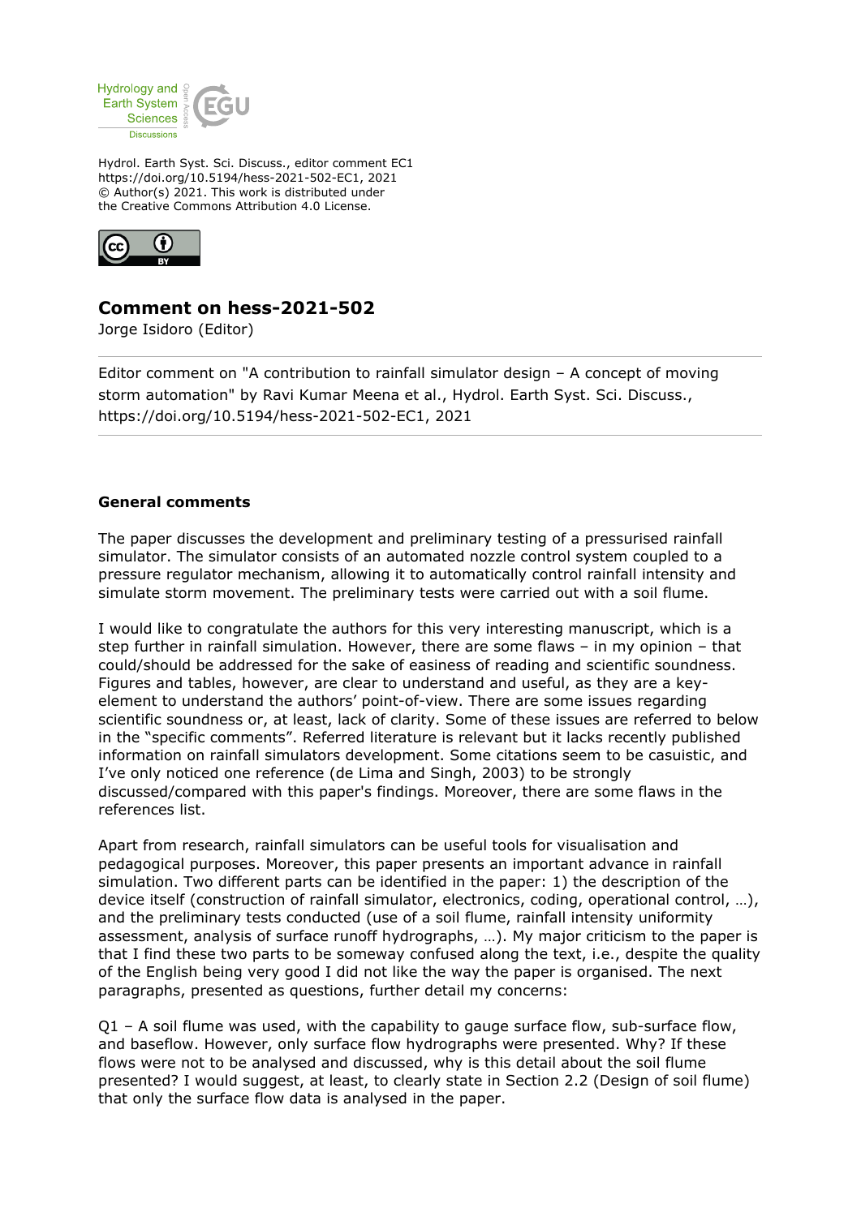Hydrol. Earth Syst. Sci. Discuss., editor comment EC1
https://doi.org/10.5194/hess-2021-502-EC1, 2021
© Author(s) 2021. This work is distributed under
the Creative Commons Attribution 4.0 License.

# Comment on hess-2021-502

Jorge Isidoro (Editor)

---

Editor comment on "A contribution to rainfall simulator design – A concept of moving storm automation" by Ravi Kumar Meena et al., Hydrol. Earth Syst. Sci. Discuss., https://doi.org/10.5194/hess-2021-502-EC1, 2021

---

## General comments

The paper discusses the development and preliminary testing of a pressurised rainfall simulator. The simulator consists of an automated nozzle control system coupled to a pressure regulator mechanism, allowing it to automatically control rainfall intensity and simulate storm movement. The preliminary tests were carried out with a soil flume.

I would like to congratulate the authors for this very interesting manuscript, which is a step further in rainfall simulation. However, there are some flaws – in my opinion – that could/should be addressed for the sake of easiness of reading and scientific soundness. Figures and tables, however, are clear to understand and useful, as they are a key-element to understand the authors' point-of-view. There are some issues regarding scientific soundness or, at least, lack of clarity. Some of these issues are referred to below in the "specific comments". Referred literature is relevant but it lacks recently published information on rainfall simulators development. Some citations seem to be casuistic, and I've only noticed one reference (de Lima and Singh, 2003) to be strongly discussed/compared with this paper's findings. Moreover, there are some flaws in the references list.

Apart from research, rainfall simulators can be useful tools for visualisation and pedagogical purposes. Moreover, this paper presents an important advance in rainfall simulation. Two different parts can be identified in the paper: 1) the description of the device itself (construction of rainfall simulator, electronics, coding, operational control, …), and the preliminary tests conducted (use of a soil flume, rainfall intensity uniformity assessment, analysis of surface runoff hydrographs, …). My major criticism to the paper is that I find these two parts to be someway confused along the text, i.e., despite the quality of the English being very good I did not like the way the paper is organised. The next paragraphs, presented as questions, further detail my concerns:

Q1 – A soil flume was used, with the capability to gauge surface flow, sub-surface flow, and baseflow. However, only surface flow hydrographs were presented. Why? If these flows were not to be analysed and discussed, why is this detail about the soil flume presented? I would suggest, at least, to clearly state in Section 2.2 (Design of soil flume) that only the surface flow data is analysed in the paper.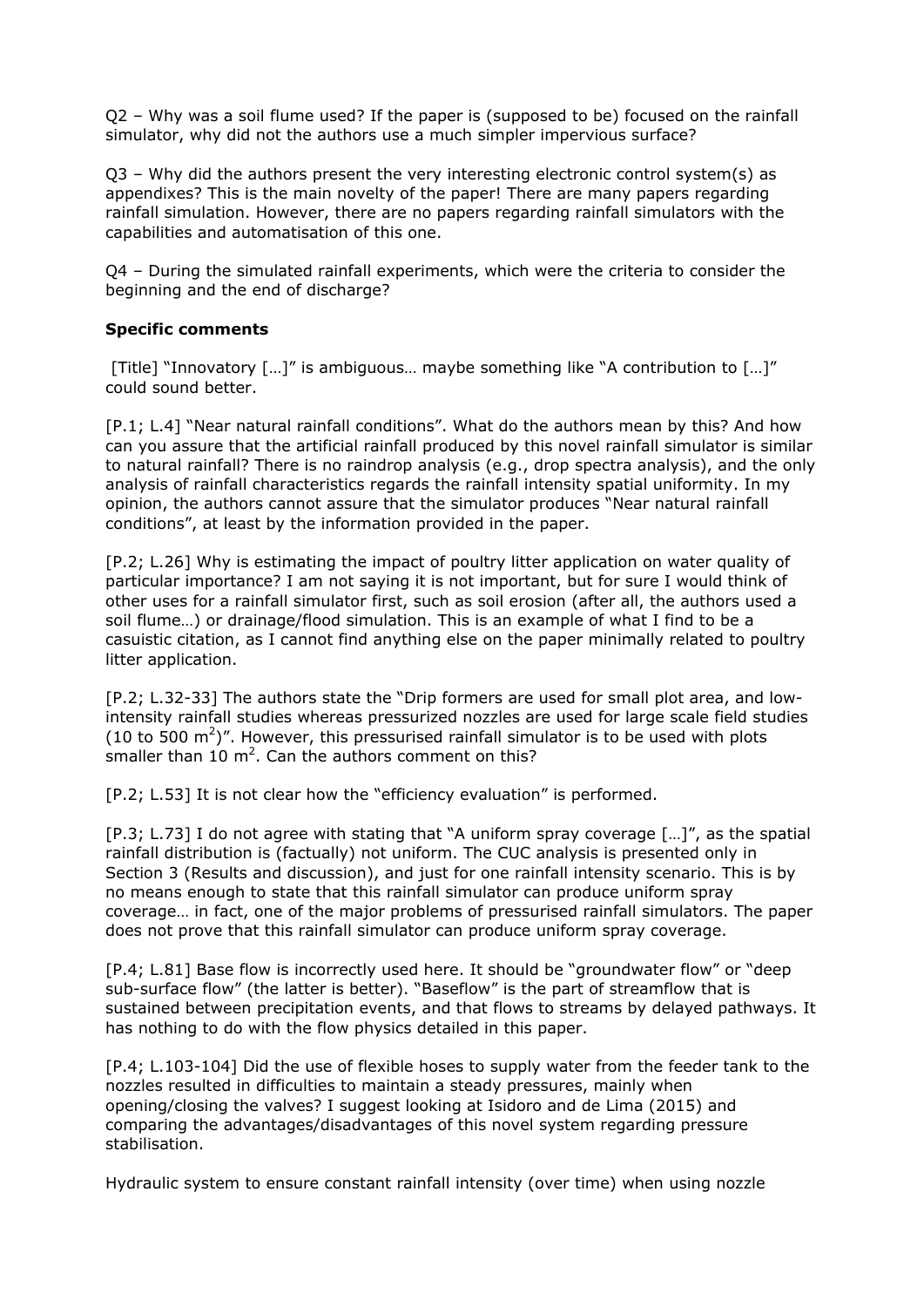Q2 – Why was a soil flume used? If the paper is (supposed to be) focused on the rainfall simulator, why did not the authors use a much simpler impervious surface?

Q3 – Why did the authors present the very interesting electronic control system(s) as appendixes? This is the main novelty of the paper! There are many papers regarding rainfall simulation. However, there are no papers regarding rainfall simulators with the capabilities and automatisation of this one.

Q4 – During the simulated rainfall experiments, which were the criteria to consider the beginning and the end of discharge?

**Specific comments**

[Title] "Innovatory […]" is ambiguous… maybe something like "A contribution to […]" could sound better.

[P.1; L.4] "Near natural rainfall conditions". What do the authors mean by this? And how can you assure that the artificial rainfall produced by this novel rainfall simulator is similar to natural rainfall? There is no raindrop analysis (e.g., drop spectra analysis), and the only analysis of rainfall characteristics regards the rainfall intensity spatial uniformity. In my opinion, the authors cannot assure that the simulator produces "Near natural rainfall conditions", at least by the information provided in the paper.

[P.2; L.26] Why is estimating the impact of poultry litter application on water quality of particular importance? I am not saying it is not important, but for sure I would think of other uses for a rainfall simulator first, such as soil erosion (after all, the authors used a soil flume…) or drainage/flood simulation. This is an example of what I find to be a casuistic citation, as I cannot find anything else on the paper minimally related to poultry litter application.

[P.2; L.32-33] The authors state the "Drip formers are used for small plot area, and low-intensity rainfall studies whereas pressurized nozzles are used for large scale field studies (10 to 500 $m^2$)". However, this pressurised rainfall simulator is to be used with plots smaller than 10 $m^2$. Can the authors comment on this?

[P.2; L.53] It is not clear how the "efficiency evaluation" is performed.

[P.3; L.73] I do not agree with stating that "A uniform spray coverage […]", as the spatial rainfall distribution is (factually) not uniform. The CUC analysis is presented only in Section 3 (Results and discussion), and just for one rainfall intensity scenario. This is by no means enough to state that this rainfall simulator can produce uniform spray coverage… in fact, one of the major problems of pressurised rainfall simulators. The paper does not prove that this rainfall simulator can produce uniform spray coverage.

[P.4; L.81] Base flow is incorrectly used here. It should be "groundwater flow" or "deep sub-surface flow" (the latter is better). "Baseflow" is the part of streamflow that is sustained between precipitation events, and that flows to streams by delayed pathways. It has nothing to do with the flow physics detailed in this paper.

[P.4; L.103-104] Did the use of flexible hoses to supply water from the feeder tank to the nozzles resulted in difficulties to maintain a steady pressures, mainly when opening/closing the valves? I suggest looking at Isidoro and de Lima (2015) and comparing the advantages/disadvantages of this novel system regarding pressure stabilisation.

Hydraulic system to ensure constant rainfall intensity (over time) when using nozzle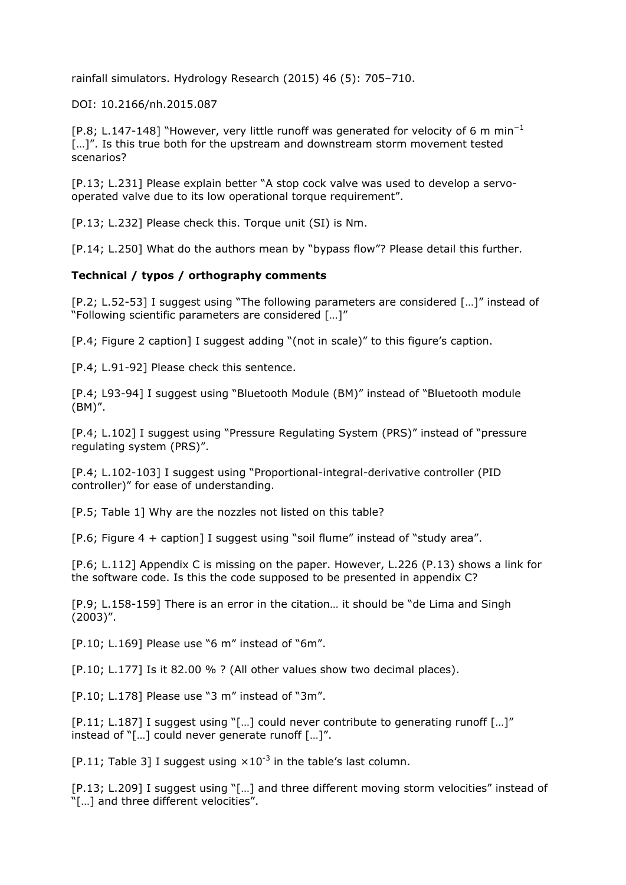rainfall simulators. Hydrology Research (2015) 46 (5): 705–710.

DOI: 10.2166/nh.2015.087

[P.8; L.147-148] "However, very little runoff was generated for velocity of 6 m min$^{-1}$ […]". Is this true both for the upstream and downstream storm movement tested scenarios?

[P.13; L.231] Please explain better "A stop cock valve was used to develop a servo-operated valve due to its low operational torque requirement".

[P.13; L.232] Please check this. Torque unit (SI) is Nm.

[P.14; L.250] What do the authors mean by "bypass flow"? Please detail this further.

### Technical / typos / orthography comments

[P.2; L.52-53] I suggest using "The following parameters are considered […]" instead of "Following scientific parameters are considered […]"

[P.4; Figure 2 caption] I suggest adding "(not in scale)" to this figure's caption.

[P.4; L.91-92] Please check this sentence.

[P.4; L93-94] I suggest using "Bluetooth Module (BM)" instead of "Bluetooth module (BM)".

[P.4; L.102] I suggest using "Pressure Regulating System (PRS)" instead of "pressure regulating system (PRS)".

[P.4; L.102-103] I suggest using "Proportional-integral-derivative controller (PID controller)" for ease of understanding.

[P.5; Table 1] Why are the nozzles not listed on this table?

[P.6; Figure 4 + caption] I suggest using "soil flume" instead of "study area".

[P.6; L.112] Appendix C is missing on the paper. However, L.226 (P.13) shows a link for the software code. Is this the code supposed to be presented in appendix C?

[P.9; L.158-159] There is an error in the citation… it should be "de Lima and Singh (2003)".

[P.10; L.169] Please use "6 m" instead of "6m".

[P.10; L.177] Is it 82.00 % ? (All other values show two decimal places).

[P.10; L.178] Please use "3 m" instead of "3m".

[P.11; L.187] I suggest using "[…] could never contribute to generating runoff […]" instead of "[…] could never generate runoff […]".

[P.11; Table 3] I suggest using $\times 10^{-3}$ in the table's last column.

[P.13; L.209] I suggest using "[…] and three different moving storm velocities" instead of "[…] and three different velocities".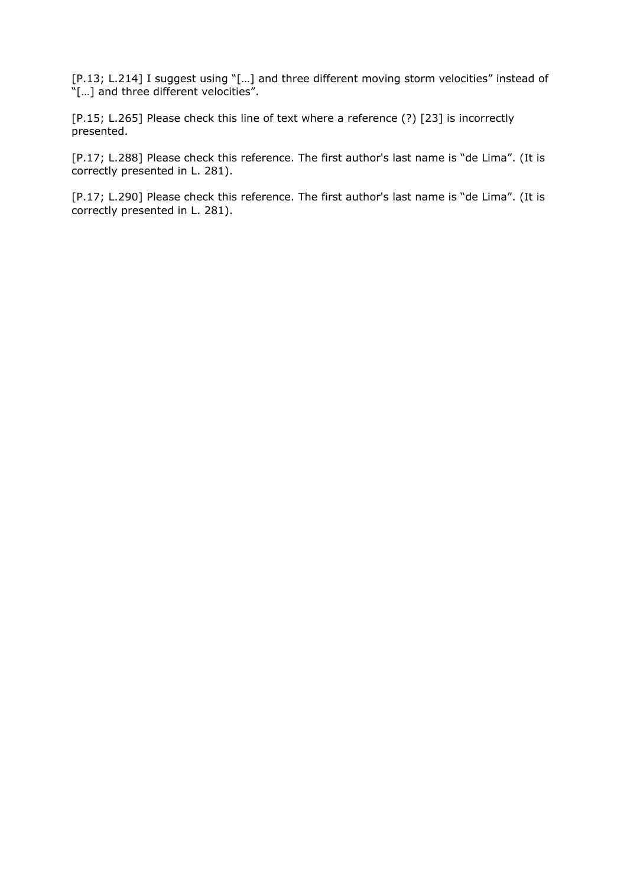[P.13; L.214] I suggest using "[…] and three different moving storm velocities" instead of "[…] and three different velocities".

[P.15; L.265] Please check this line of text where a reference (?) [23] is incorrectly presented.

[P.17; L.288] Please check this reference. The first author's last name is "de Lima". (It is correctly presented in L. 281).

[P.17; L.290] Please check this reference. The first author's last name is "de Lima". (It is correctly presented in L. 281).